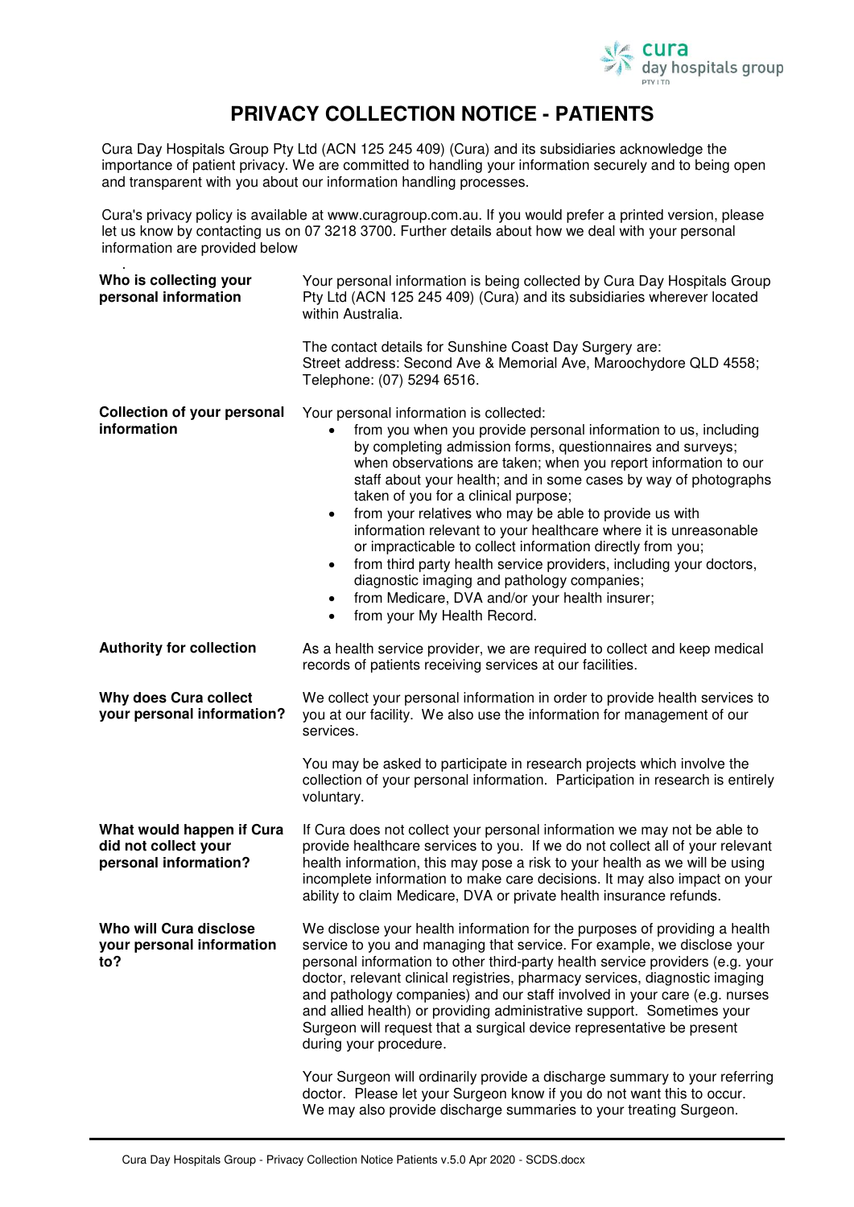# PRIVACY COLLECTION NOTICE - PATIENTS

Cura Day Hospitals Group Pty Ltd (ACN 125 245 409) (Cura) and its subsidiaries acknowledge the importance of patient privacy. We are committed to handling your information securely and to being open and transparent with you about our information handling processes.

Cura's privacy policy is available at www.curagroup.com.au. If you would prefer a printed version, please let us know by contacting us on 07 3218 3700. Further details about how we deal with your personal information are provided below

**Who is collecting your personal information**

Your personal information is being collected by Cura Day Hospitals Group Pty Ltd (ACN 125 245 409) (Cura) and its subsidiaries wherever located within Australia.

The contact details for Sunshine Coast Day Surgery are:
Street address: Second Ave & Memorial Ave, Maroochydore QLD 4558;
Telephone: (07) 5294 6516.

**Collection of your personal information**

Your personal information is collected:

- from you when you provide personal information to us, including by completing admission forms, questionnaires and surveys; when observations are taken; when you report information to our staff about your health; and in some cases by way of photographs taken of you for a clinical purpose;
- from your relatives who may be able to provide us with information relevant to your healthcare where it is unreasonable or impracticable to collect information directly from you;
- from third party health service providers, including your doctors, diagnostic imaging and pathology companies;
- from Medicare, DVA and/or your health insurer;
- from your My Health Record.

**Authority for collection**

As a health service provider, we are required to collect and keep medical records of patients receiving services at our facilities.

**Why does Cura collect your personal information?**

We collect your personal information in order to provide health services to you at our facility. We also use the information for management of our services.

You may be asked to participate in research projects which involve the collection of your personal information. Participation in research is entirely voluntary.

**What would happen if Cura did not collect your personal information?**

If Cura does not collect your personal information we may not be able to provide healthcare services to you. If we do not collect all of your relevant health information, this may pose a risk to your health as we will be using incomplete information to make care decisions. It may also impact on your ability to claim Medicare, DVA or private health insurance refunds.

**Who will Cura disclose your personal information to?**

We disclose your health information for the purposes of providing a health service to you and managing that service. For example, we disclose your personal information to other third-party health service providers (e.g. your doctor, relevant clinical registries, pharmacy services, diagnostic imaging and pathology companies) and our staff involved in your care (e.g. nurses and allied health) or providing administrative support. Sometimes your Surgeon will request that a surgical device representative be present during your procedure.

Your Surgeon will ordinarily provide a discharge summary to your referring doctor. Please let your Surgeon know if you do not want this to occur. We may also provide discharge summaries to your treating Surgeon.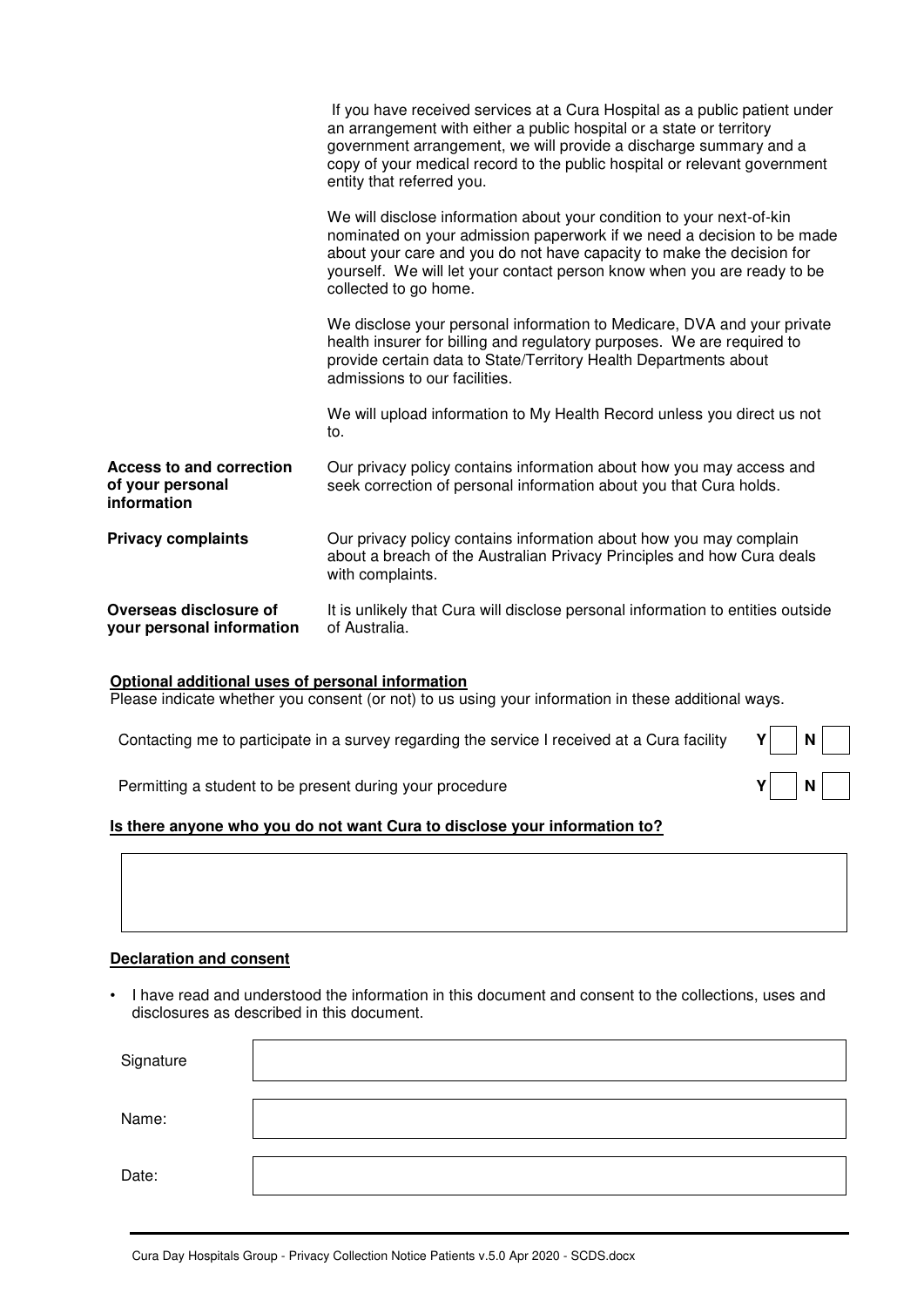| | |
|---|---|
| | If you have received services at a Cura Hospital as a public patient under an arrangement with either a public hospital or a state or territory government arrangement, we will provide a discharge summary and a copy of your medical record to the public hospital or relevant government entity that referred you.<br><br>We will disclose information about your condition to your next-of-kin nominated on your admission paperwork if we need a decision to be made about your care and you do not have capacity to make the decision for yourself. We will let your contact person know when you are ready to be collected to go home.<br><br>We disclose your personal information to Medicare, DVA and your private health insurer for billing and regulatory purposes. We are required to provide certain data to State/Territory Health Departments about admissions to our facilities.<br><br>We will upload information to My Health Record unless you direct us not to. |
| **Access to and correction of your personal information** | Our privacy policy contains information about how you may access and seek correction of personal information about you that Cura holds. |
| **Privacy complaints** | Our privacy policy contains information about how you may complain about a breach of the Australian Privacy Principles and how Cura deals with complaints. |
| **Overseas disclosure of your personal information** | It is unlikely that Cura will disclose personal information to entities outside of Australia. |

**Optional additional uses of personal information**

Please indicate whether you consent (or not) to us using your information in these additional ways.

| | | |
|---|---|---|
| Contacting me to participate in a survey regarding the service I received at a Cura facility | **Y** ☐ | **N** ☐ |
| Permitting a student to be present during your procedure | **Y** ☐ | **N** ☐ |

**Is there anyone who you do not want Cura to disclose your information to?**

**Declaration and consent**

- I have read and understood the information in this document and consent to the collections, uses and disclosures as described in this document.

| | |
|---|---|
| Signature | |
| Name: | |
| Date: | |

Cura Day Hospitals Group - Privacy Collection Notice Patients v.5.0 Apr 2020 - SCDS.docx